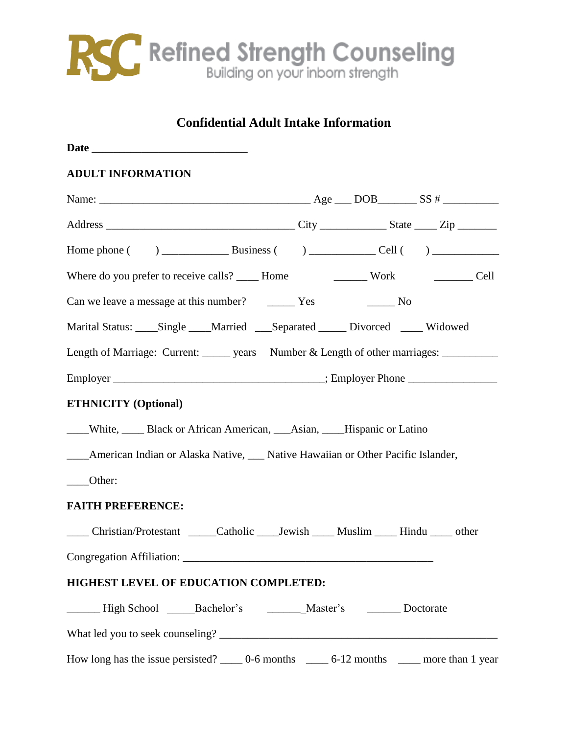**RSC Refined Strength Counseling**
Building on your inborn strength

## Confidential Adult Intake Information

**Date** ____________________________

**ADULT INFORMATION**

Name: ______________________________________ Age ___ DOB_______ SS # __________

Address __________________________________ City ____________ State ____ Zip _______

Home phone (      ) ____________ Business (      ) ____________ Cell (      ) ____________

Where do you prefer to receive calls? ____ Home ______ Work _______ Cell

Can we leave a message at this number? _____ Yes _____ No

Marital Status: ____Single ____Married ___Separated _____ Divorced ____ Widowed

Length of Marriage: Current: _____ years Number & Length of other marriages: __________

Employer ______________________________________; Employer Phone ________________

**ETHNICITY (Optional)**

____White, ____ Black or African American, ___Asian, ____Hispanic or Latino

____American Indian or Alaska Native, ___ Native Hawaiian or Other Pacific Islander,

____Other:

**FAITH PREFERENCE:**

____ Christian/Protestant _____Catholic ____Jewish ____ Muslim ____ Hindu ____ other

Congregation Affiliation: _____________________________________________

**HIGHEST LEVEL OF EDUCATION COMPLETED:**

______ High School _____Bachelor's _______Master's ______ Doctorate

What led you to seek counseling? ____________________________________________________

How long has the issue persisted? ____ 0-6 months ____ 6-12 months ____ more than 1 year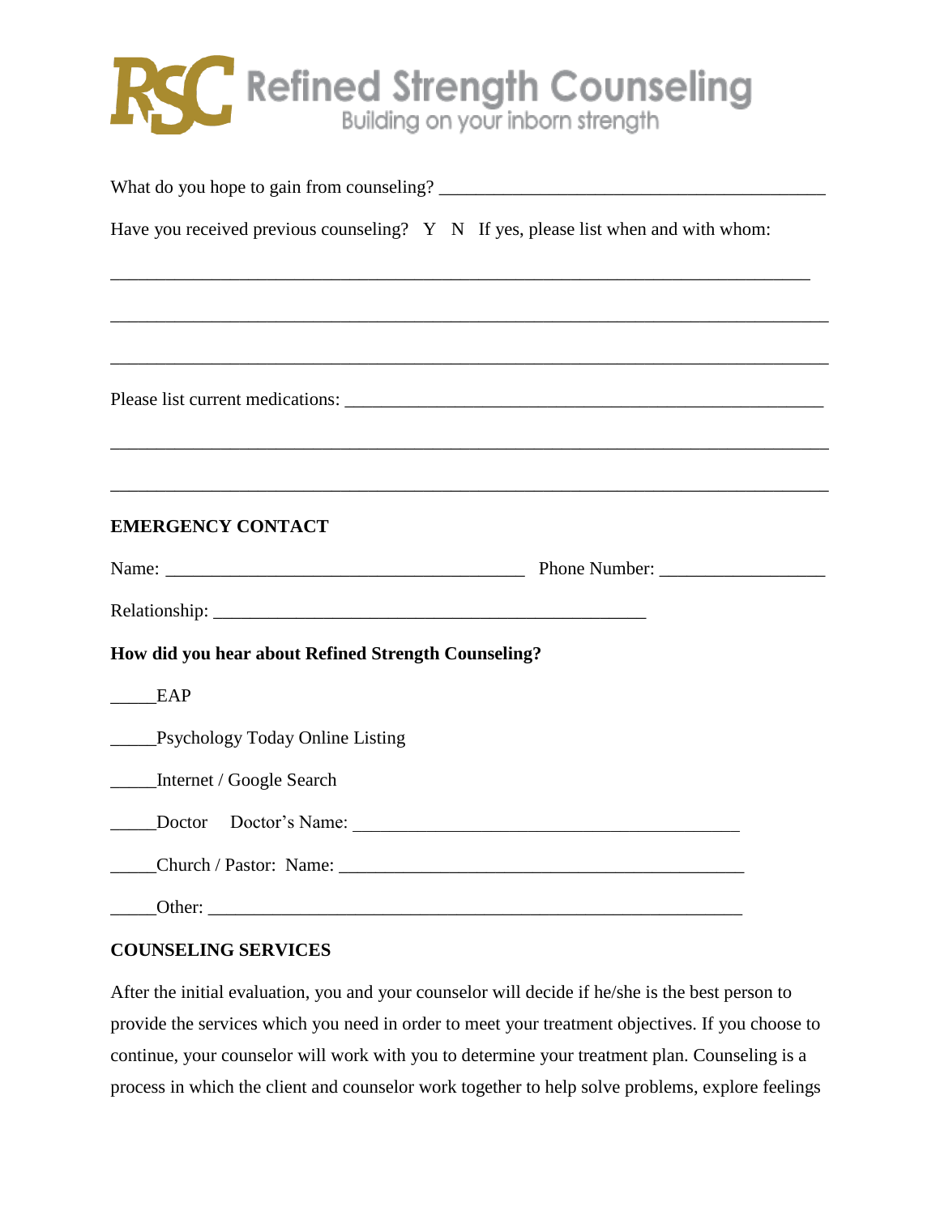**RSC Refined Strength Counseling**
Building on your inborn strength

What do you hope to gain from counseling? ___________________________________________

Have you received previous counseling? Y N If yes, please list when and with whom:

_______________________________________________________________________________

_______________________________________________________________________________

_______________________________________________________________________________

Please list current medications: ______________________________________________________

_______________________________________________________________________________

_______________________________________________________________________________

**EMERGENCY CONTACT**

Name: ________________________________________ Phone Number: __________________

Relationship: _________________________________________________

**How did you hear about Refined Strength Counseling?**

_____EAP

_____Psychology Today Online Listing

_____Internet / Google Search

_____Doctor Doctor's Name: ___________________________________________

_____Church / Pastor: Name: _____________________________________________

_____Other: _________________________________________________________

**COUNSELING SERVICES**

After the initial evaluation, you and your counselor will decide if he/she is the best person to provide the services which you need in order to meet your treatment objectives. If you choose to continue, your counselor will work with you to determine your treatment plan. Counseling is a process in which the client and counselor work together to help solve problems, explore feelings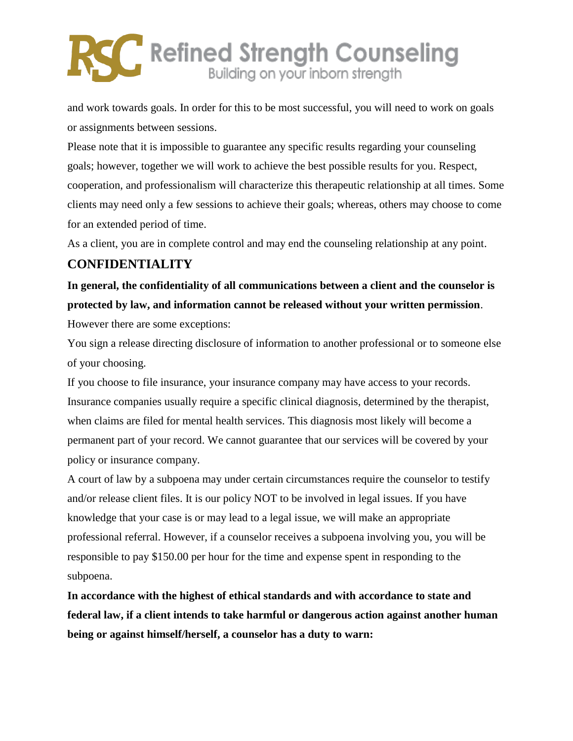and work towards goals. In order for this to be most successful, you will need to work on goals or assignments between sessions.

Please note that it is impossible to guarantee any specific results regarding your counseling goals; however, together we will work to achieve the best possible results for you. Respect, cooperation, and professionalism will characterize this therapeutic relationship at all times. Some clients may need only a few sessions to achieve their goals; whereas, others may choose to come for an extended period of time.

As a client, you are in complete control and may end the counseling relationship at any point.

## CONFIDENTIALITY

**In general, the confidentiality of all communications between a client and the counselor is protected by law, and information cannot be released without your written permission**. However there are some exceptions:

You sign a release directing disclosure of information to another professional or to someone else of your choosing.

If you choose to file insurance, your insurance company may have access to your records. Insurance companies usually require a specific clinical diagnosis, determined by the therapist, when claims are filed for mental health services. This diagnosis most likely will become a permanent part of your record. We cannot guarantee that our services will be covered by your policy or insurance company.

A court of law by a subpoena may under certain circumstances require the counselor to testify and/or release client files. It is our policy NOT to be involved in legal issues. If you have knowledge that your case is or may lead to a legal issue, we will make an appropriate professional referral. However, if a counselor receives a subpoena involving you, you will be responsible to pay $150.00 per hour for the time and expense spent in responding to the subpoena.

**In accordance with the highest of ethical standards and with accordance to state and federal law, if a client intends to take harmful or dangerous action against another human being or against himself/herself, a counselor has a duty to warn:**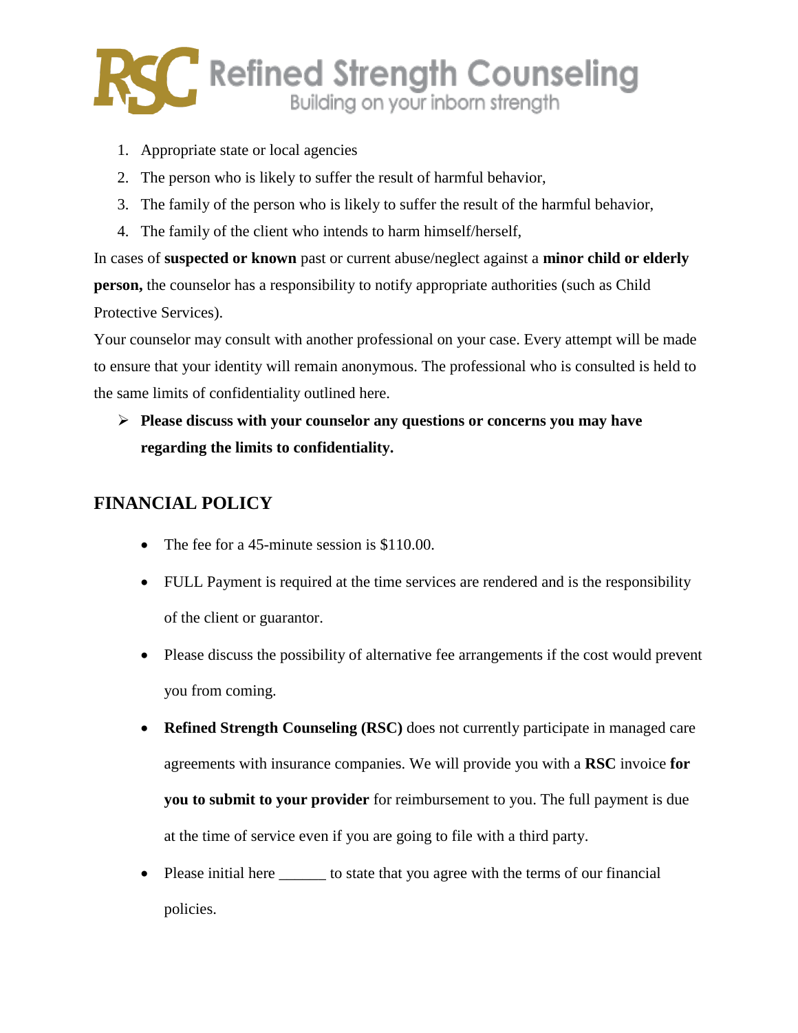1. Appropriate state or local agencies
2. The person who is likely to suffer the result of harmful behavior,
3. The family of the person who is likely to suffer the result of the harmful behavior,
4. The family of the client who intends to harm himself/herself,

In cases of **suspected or known** past or current abuse/neglect against a **minor child or elderly person,** the counselor has a responsibility to notify appropriate authorities (such as Child Protective Services).

Your counselor may consult with another professional on your case. Every attempt will be made to ensure that your identity will remain anonymous. The professional who is consulted is held to the same limits of confidentiality outlined here.

- **Please discuss with your counselor any questions or concerns you may have regarding the limits to confidentiality.**

## FINANCIAL POLICY

- The fee for a 45-minute session is $110.00.
- FULL Payment is required at the time services are rendered and is the responsibility of the client or guarantor.
- Please discuss the possibility of alternative fee arrangements if the cost would prevent you from coming.
- **Refined Strength Counseling (RSC)** does not currently participate in managed care agreements with insurance companies. We will provide you with a **RSC** invoice **for you to submit to your provider** for reimbursement to you. The full payment is due at the time of service even if you are going to file with a third party.
- Please initial here ______ to state that you agree with the terms of our financial policies.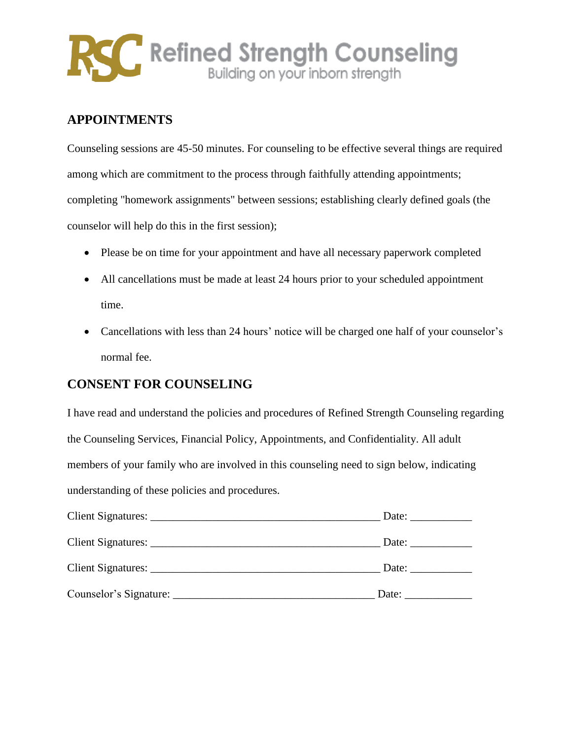# RSC Refined Strength Counseling

Building on your inborn strength

## APPOINTMENTS

Counseling sessions are 45-50 minutes. For counseling to be effective several things are required among which are commitment to the process through faithfully attending appointments; completing "homework assignments" between sessions; establishing clearly defined goals (the counselor will help do this in the first session);

- Please be on time for your appointment and have all necessary paperwork completed
- All cancellations must be made at least 24 hours prior to your scheduled appointment time.
- Cancellations with less than 24 hours' notice will be charged one half of your counselor's normal fee.

## CONSENT FOR COUNSELING

I have read and understand the policies and procedures of Refined Strength Counseling regarding the Counseling Services, Financial Policy, Appointments, and Confidentiality. All adult members of your family who are involved in this counseling need to sign below, indicating understanding of these policies and procedures.

Client Signatures: ___________________________________________ Date: ___________

Client Signatures: ___________________________________________ Date: ___________

Client Signatures: ___________________________________________ Date: ___________

Counselor's Signature: ______________________________________ Date: ____________